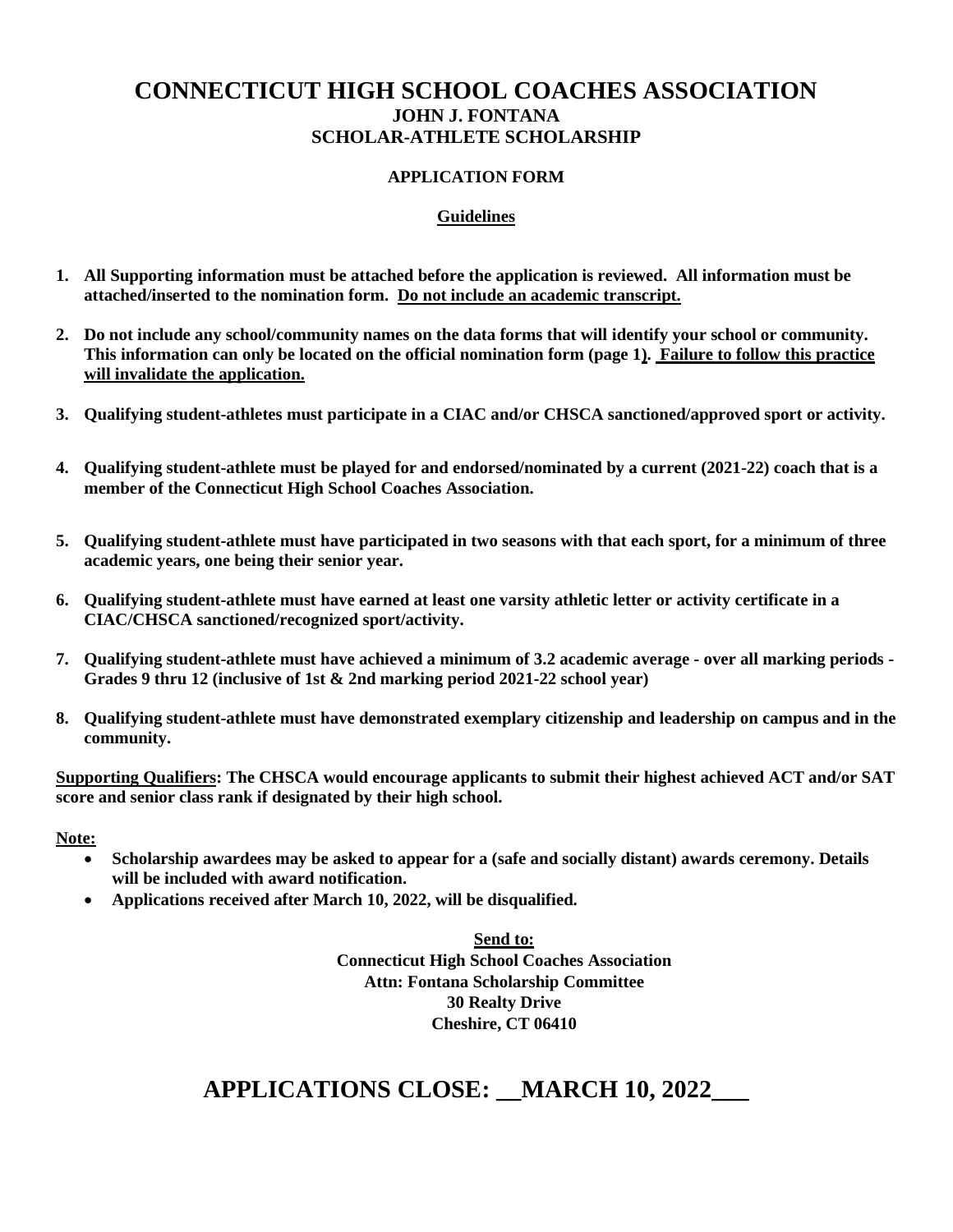# CONNECTICUT HIGH SCHOOL COACHES ASSOCIATION

## JOHN J. FONTANA
## SCHOLAR-ATHLETE SCHOLARSHIP

### APPLICATION FORM

**Guidelines**

1. **All Supporting information must be attached before the application is reviewed. All information must be attached/inserted to the nomination form. Do not include an academic transcript.**

2. **Do not include any school/community names on the data forms that will identify your school or community. This information can only be located on the official nomination form (page 1). Failure to follow this practice will invalidate the application.**

3. **Qualifying student-athletes must participate in a CIAC and/or CHSCA sanctioned/approved sport or activity.**

4. **Qualifying student-athlete must be played for and endorsed/nominated by a current (2021-22) coach that is a member of the Connecticut High School Coaches Association.**

5. **Qualifying student-athlete must have participated in two seasons with that each sport, for a minimum of three academic years, one being their senior year.**

6. **Qualifying student-athlete must have earned at least one varsity athletic letter or activity certificate in a CIAC/CHSCA sanctioned/recognized sport/activity.**

7. **Qualifying student-athlete must have achieved a minimum of 3.2 academic average - over all marking periods - Grades 9 thru 12 (inclusive of 1st & 2nd marking period 2021-22 school year)**

8. **Qualifying student-athlete must have demonstrated exemplary citizenship and leadership on campus and in the community.**

**Supporting Qualifiers: The CHSCA would encourage applicants to submit their highest achieved ACT and/or SAT score and senior class rank if designated by their high school.**

**Note:**

- **Scholarship awardees may be asked to appear for a (safe and socially distant) awards ceremony. Details will be included with award notification.**
- **Applications received after March 10, 2022, will be disqualified.**

**Send to:**
**Connecticut High School Coaches Association**
**Attn: Fontana Scholarship Committee**
**30 Realty Drive**
**Cheshire, CT 06410**

## APPLICATIONS CLOSE: __MARCH 10, 2022___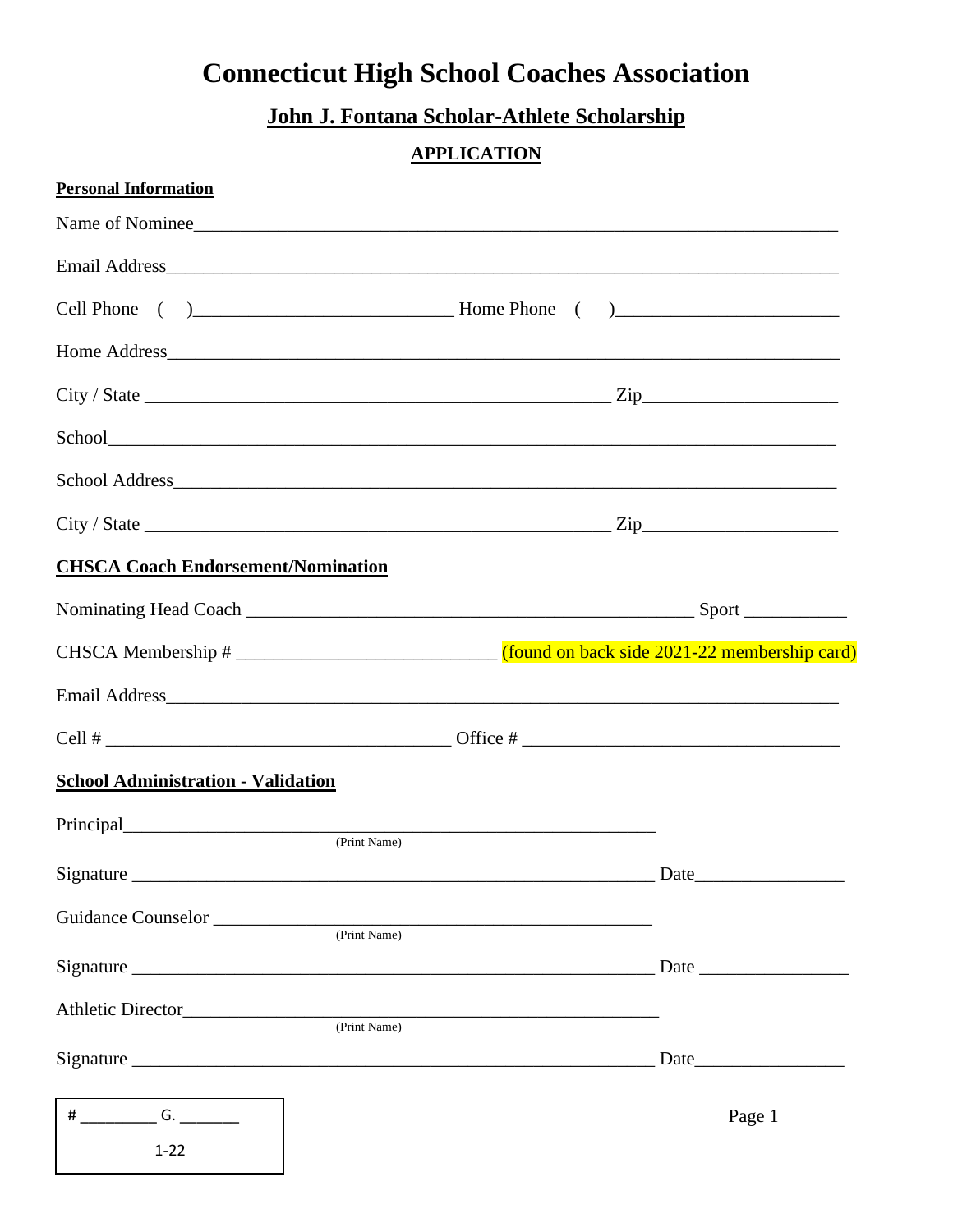# Connecticut High School Coaches Association

## John J. Fontana Scholar-Athlete Scholarship

### APPLICATION

**Personal Information**

Name of Nominee_______________________________________________________________

Email Address_________________________________________________________________

Cell Phone – (     )__________________________ Home Phone – (     )______________________

Home Address_________________________________________________________________

City / State _______________________________________________ Zip____________________

School_______________________________________________________________________

School Address________________________________________________________________

City / State _______________________________________________ Zip____________________

**CHSCA Coach Endorsement/Nomination**

Nominating Head Coach _____________________________________________ Sport ___________

CHSCA Membership # ___________________________ (found on back side 2021-22 membership card)

Email Address_________________________________________________________________

Cell # ____________________________________ Office # ___________________________________

**School Administration - Validation**

Principal__________________________________________________________
(Print Name)

Signature _________________________________________________________ Date________________

Guidance Counselor ________________________________________________
(Print Name)

Signature _________________________________________________________ Date ________________

Athletic Director____________________________________________________
(Print Name)

Signature _________________________________________________________ Date________________

| # _________ G. _______ |
|---|
| 1-22 |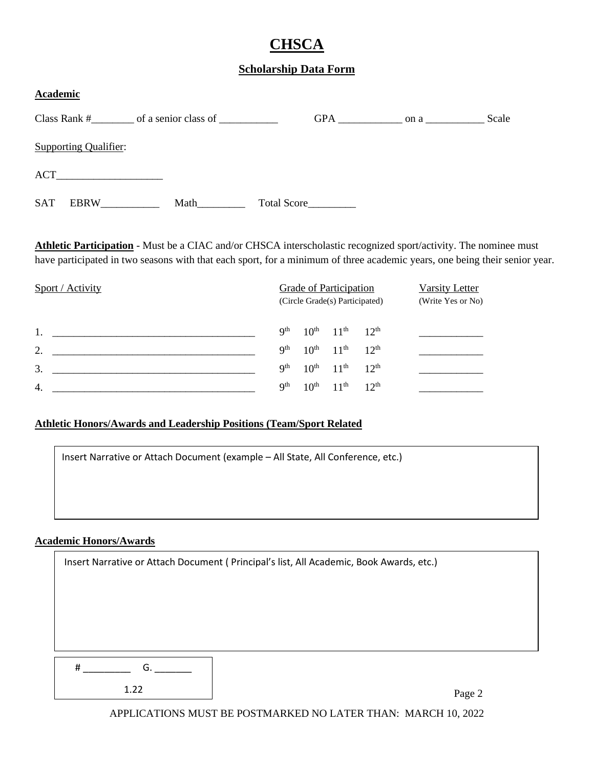# CHSCA

## Scholarship Data Form

**Academic**

Class Rank #________ of a senior class of ___________ GPA ____________ on a ___________ Scale

Supporting Qualifier:

ACT____________________

SAT EBRW___________ Math_________ Total Score_________

**Athletic Participation** - Must be a CIAC and/or CHSCA interscholastic recognized sport/activity. The nominee must have participated in two seasons with that each sport, for a minimum of three academic years, one being their senior year.

| Sport / Activity | Grade of Participation (Circle Grade(s) Participated) | Varsity Letter (Write Yes or No) |
|---|---|---|
| 1. ______________________________________ | 9th 10th 11th 12th | ____________ |
| 2. ______________________________________ | 9th 10th 11th 12th | ____________ |
| 3. ______________________________________ | 9th 10th 11th 12th | ____________ |
| 4. ______________________________________ | 9th 10th 11th 12th | ____________ |

**Athletic Honors/Awards and Leadership Positions (Team/Sport Related**

Insert Narrative or Attach Document (example – All State, All Conference, etc.)

**Academic Honors/Awards**

Insert Narrative or Attach Document ( Principal's list, All Academic, Book Awards, etc.)

# _________ G. _______

1.22

APPLICATIONS MUST BE POSTMARKED NO LATER THAN: MARCH 10, 2022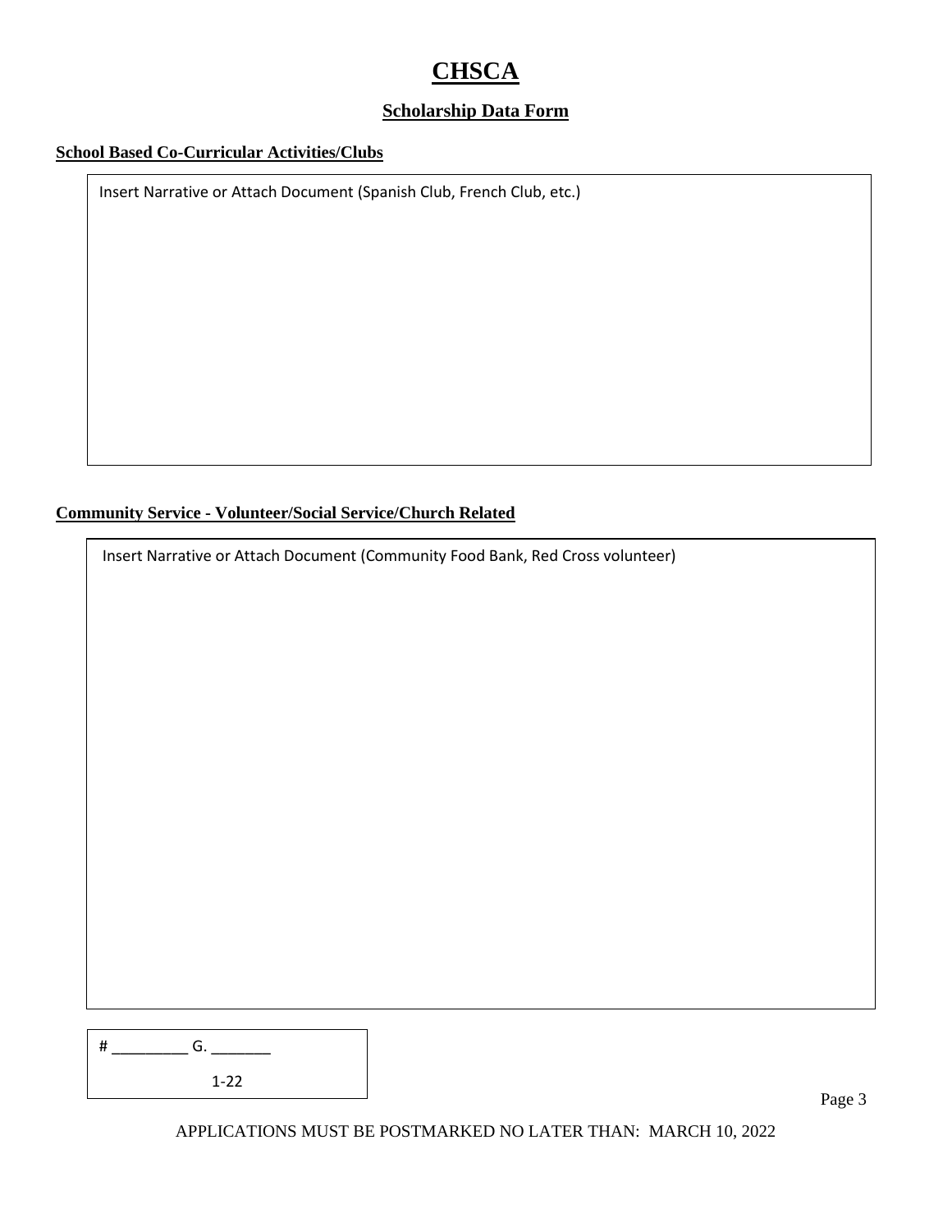# CHSCA

## Scholarship Data Form

**School Based Co-Curricular Activities/Clubs**

Insert Narrative or Attach Document (Spanish Club, French Club, etc.)

**Community Service - Volunteer/Social Service/Church Related**

Insert Narrative or Attach Document (Community Food Bank, Red Cross volunteer)

# _________ G. _______

1-22

APPLICATIONS MUST BE POSTMARKED NO LATER THAN: MARCH 10, 2022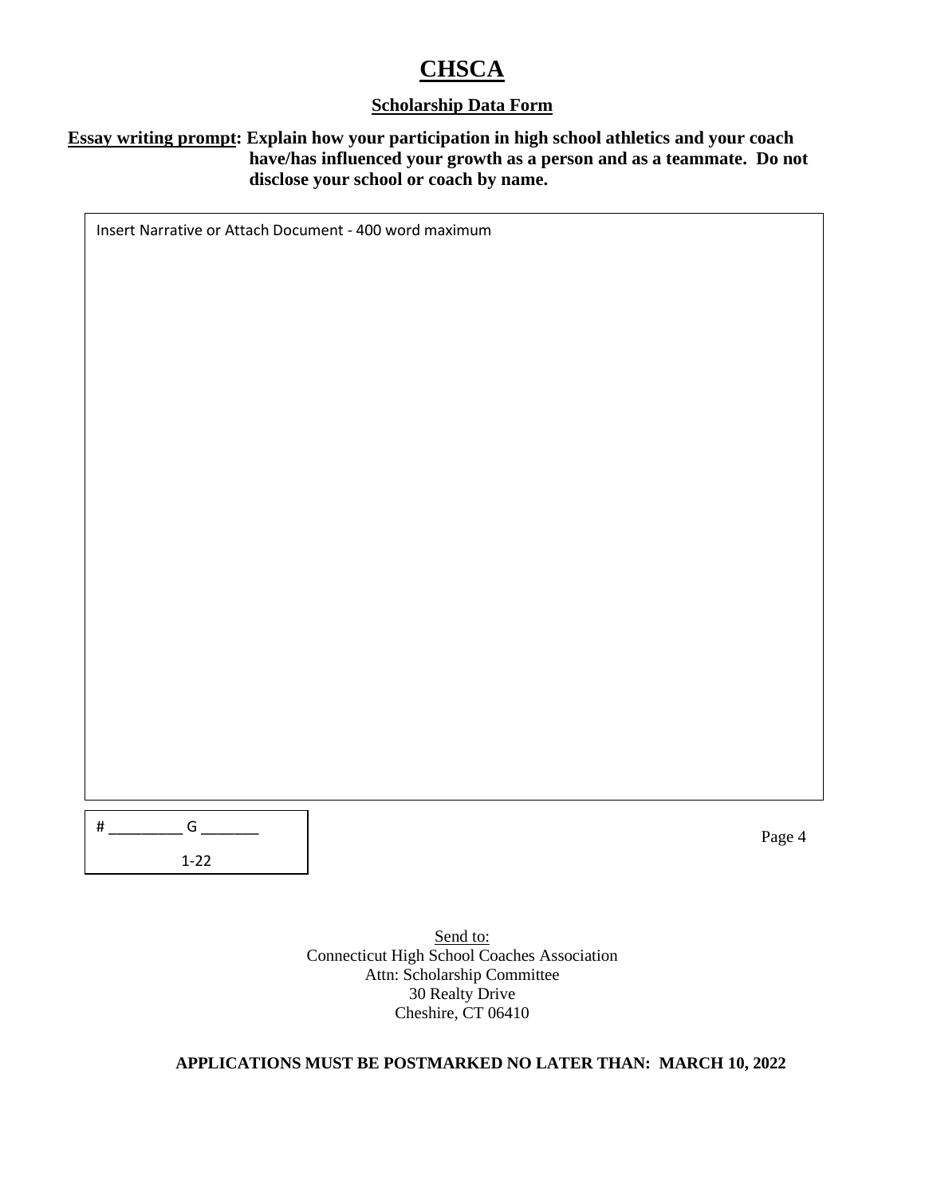# CHSCA

## Scholarship Data Form

**Essay writing prompt: Explain how your participation in high school athletics and your coach have/has influenced your growth as a person and as a teammate. Do not disclose your school or coach by name.**

Insert Narrative or Attach Document - 400 word maximum

# _________ G _______

1-22

Send to:
Connecticut High School Coaches Association
Attn: Scholarship Committee
30 Realty Drive
Cheshire, CT 06410

**APPLICATIONS MUST BE POSTMARKED NO LATER THAN: MARCH 10, 2022**